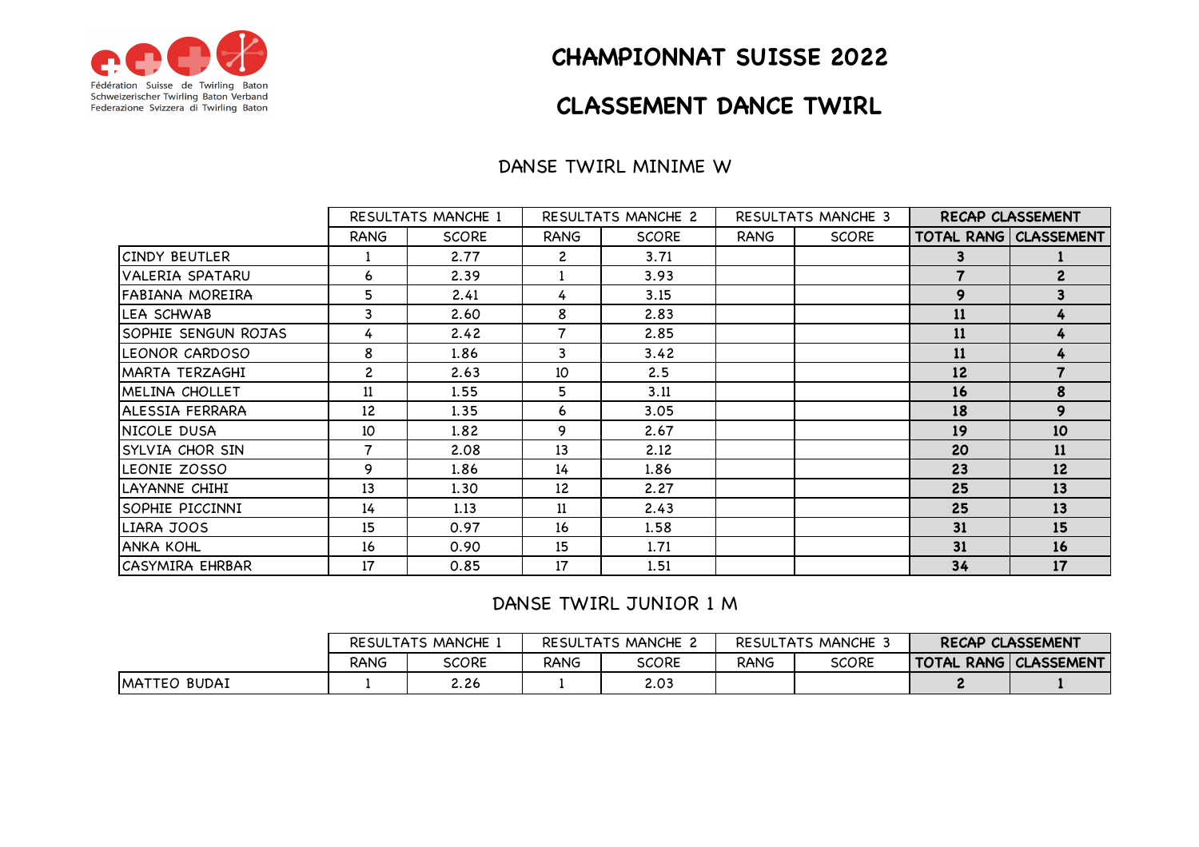Fédération Suisse de Twirling Baton
Schweizerischer Twirling Baton Verband
Federazione Svizzera di Twirling Baton

# CHAMPIONNAT SUISSE 2022

# CLASSEMENT DANCE TWIRL

## DANSE TWIRL MINIME W

| | RESULTATS MANCHE 1 | | RESULTATS MANCHE 2 | | RESULTATS MANCHE 3 | | RECAP CLASSEMENT | |
|---|---|---|---|---|---|---|---|---|
| | RANG | SCORE | RANG | SCORE | RANG | SCORE | TOTAL RANG | CLASSEMENT |
| CINDY BEUTLER | 1 | 2.77 | 2 | 3.71 | | | 3 | 1 |
| VALERIA SPATARU | 6 | 2.39 | 1 | 3.93 | | | 7 | 2 |
| FABIANA MOREIRA | 5 | 2.41 | 4 | 3.15 | | | 9 | 3 |
| LEA SCHWAB | 3 | 2.60 | 8 | 2.83 | | | 11 | 4 |
| SOPHIE SENGUN ROJAS | 4 | 2.42 | 7 | 2.85 | | | 11 | 4 |
| LEONOR CARDOSO | 8 | 1.86 | 3 | 3.42 | | | 11 | 4 |
| MARTA TERZAGHI | 2 | 2.63 | 10 | 2.5 | | | 12 | 7 |
| MELINA CHOLLET | 11 | 1.55 | 5 | 3.11 | | | 16 | 8 |
| ALESSIA FERRARA | 12 | 1.35 | 6 | 3.05 | | | 18 | 9 |
| NICOLE DUSA | 10 | 1.82 | 9 | 2.67 | | | 19 | 10 |
| SYLVIA CHOR SIN | 7 | 2.08 | 13 | 2.12 | | | 20 | 11 |
| LEONIE ZOSSO | 9 | 1.86 | 14 | 1.86 | | | 23 | 12 |
| LAYANNE CHIHI | 13 | 1.30 | 12 | 2.27 | | | 25 | 13 |
| SOPHIE PICCINNI | 14 | 1.13 | 11 | 2.43 | | | 25 | 13 |
| LIARA JOOS | 15 | 0.97 | 16 | 1.58 | | | 31 | 15 |
| ANKA KOHL | 16 | 0.90 | 15 | 1.71 | | | 31 | 16 |
| CASYMIRA EHRBAR | 17 | 0.85 | 17 | 1.51 | | | 34 | 17 |

## DANSE TWIRL JUNIOR 1 M

| | RESULTATS MANCHE 1 | | RESULTATS MANCHE 2 | | RESULTATS MANCHE 3 | | RECAP CLASSEMENT | |
|---|---|---|---|---|---|---|---|---|
| | RANG | SCORE | RANG | SCORE | RANG | SCORE | TOTAL RANG | CLASSEMENT |
| MATTEO BUDAI | 1 | 2.26 | 1 | 2.03 | | | 2 | 1 |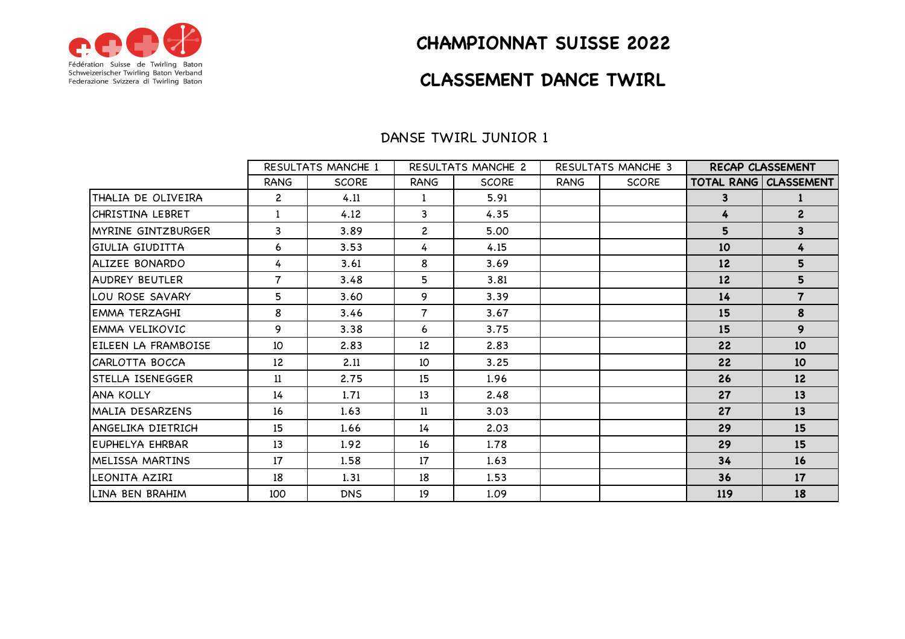# CHAMPIONNAT SUISSE 2022

# CLASSEMENT DANCE TWIRL

## DANSE TWIRL JUNIOR 1

| | RESULTATS MANCHE 1 | | RESULTATS MANCHE 2 | | RESULTATS MANCHE 3 | | RECAP CLASSEMENT | |
|---|---|---|---|---|---|---|---|---|
| | RANG | SCORE | RANG | SCORE | RANG | SCORE | TOTAL RANG | CLASSEMENT |
| THALIA DE OLIVEIRA | 2 | 4.11 | 1 | 5.91 | | | **3** | **1** |
| CHRISTINA LEBRET | 1 | 4.12 | 3 | 4.35 | | | **4** | **2** |
| MYRINE GINTZBURGER | 3 | 3.89 | 2 | 5.00 | | | **5** | **3** |
| GIULIA GIUDITTA | 6 | 3.53 | 4 | 4.15 | | | **10** | **4** |
| ALIZEE BONARDO | 4 | 3.61 | 8 | 3.69 | | | **12** | **5** |
| AUDREY BEUTLER | 7 | 3.48 | 5 | 3.81 | | | **12** | **5** |
| LOU ROSE SAVARY | 5 | 3.60 | 9 | 3.39 | | | **14** | **7** |
| EMMA TERZAGHI | 8 | 3.46 | 7 | 3.67 | | | **15** | **8** |
| EMMA VELIKOVIC | 9 | 3.38 | 6 | 3.75 | | | **15** | **9** |
| EILEEN LA FRAMBOISE | 10 | 2.83 | 12 | 2.83 | | | **22** | **10** |
| CARLOTTA BOCCA | 12 | 2.11 | 10 | 3.25 | | | **22** | **10** |
| STELLA ISENEGGER | 11 | 2.75 | 15 | 1.96 | | | **26** | **12** |
| ANA KOLLY | 14 | 1.71 | 13 | 2.48 | | | **27** | **13** |
| MALIA DESARZENS | 16 | 1.63 | 11 | 3.03 | | | **27** | **13** |
| ANGELIKA DIETRICH | 15 | 1.66 | 14 | 2.03 | | | **29** | **15** |
| EUPHELYA EHRBAR | 13 | 1.92 | 16 | 1.78 | | | **29** | **15** |
| MELISSA MARTINS | 17 | 1.58 | 17 | 1.63 | | | **34** | **16** |
| LEONITA AZIRI | 18 | 1.31 | 18 | 1.53 | | | **36** | **17** |
| LINA BEN BRAHIM | 100 | DNS | 19 | 1.09 | | | **119** | **18** |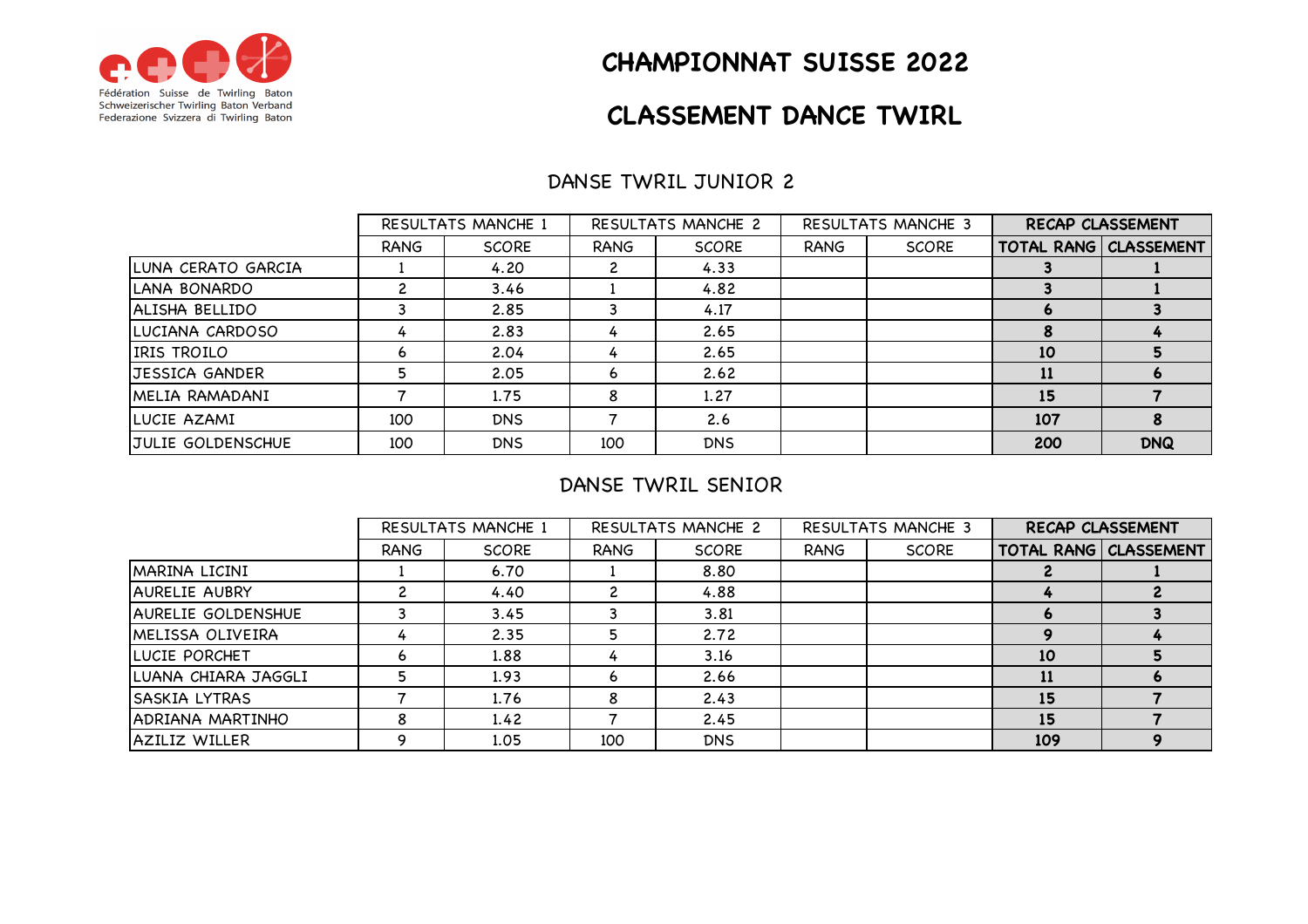Fédération Suisse de Twirling Baton
Schweizerischer Twirling Baton Verband
Federazione Svizzera di Twirling Baton

# CHAMPIONNAT SUISSE 2022

# CLASSEMENT DANCE TWIRL

## DANSE TWRIL JUNIOR 2

| | RESULTATS MANCHE 1 | | RESULTATS MANCHE 2 | | RESULTATS MANCHE 3 | | RECAP CLASSEMENT | |
|---|---|---|---|---|---|---|---|---|
| | RANG | SCORE | RANG | SCORE | RANG | SCORE | TOTAL RANG | CLASSEMENT |
| LUNA CERATO GARCIA | 1 | 4.20 | 2 | 4.33 | | | **3** | **1** |
| LANA BONARDO | 2 | 3.46 | 1 | 4.82 | | | **3** | **1** |
| ALISHA BELLIDO | 3 | 2.85 | 3 | 4.17 | | | **6** | **3** |
| LUCIANA CARDOSO | 4 | 2.83 | 4 | 2.65 | | | **8** | **4** |
| IRIS TROILO | 6 | 2.04 | 4 | 2.65 | | | **10** | **5** |
| JESSICA GANDER | 5 | 2.05 | 6 | 2.62 | | | **11** | **6** |
| MELIA RAMADANI | 7 | 1.75 | 8 | 1.27 | | | **15** | **7** |
| LUCIE AZAMI | 100 | DNS | 7 | 2.6 | | | **107** | **8** |
| JULIE GOLDENSCHUE | 100 | DNS | 100 | DNS | | | **200** | **DNQ** |

## DANSE TWRIL SENIOR

| | RESULTATS MANCHE 1 | | RESULTATS MANCHE 2 | | RESULTATS MANCHE 3 | | RECAP CLASSEMENT | |
|---|---|---|---|---|---|---|---|---|
| | RANG | SCORE | RANG | SCORE | RANG | SCORE | TOTAL RANG | CLASSEMENT |
| MARINA LICINI | 1 | 6.70 | 1 | 8.80 | | | **2** | **1** |
| AURELIE AUBRY | 2 | 4.40 | 2 | 4.88 | | | **4** | **2** |
| AURELIE GOLDENSHUE | 3 | 3.45 | 3 | 3.81 | | | **6** | **3** |
| MELISSA OLIVEIRA | 4 | 2.35 | 5 | 2.72 | | | **9** | **4** |
| LUCIE PORCHET | 6 | 1.88 | 4 | 3.16 | | | **10** | **5** |
| LUANA CHIARA JAGGLI | 5 | 1.93 | 6 | 2.66 | | | **11** | **6** |
| SASKIA LYTRAS | 7 | 1.76 | 8 | 2.43 | | | **15** | **7** |
| ADRIANA MARTINHO | 8 | 1.42 | 7 | 2.45 | | | **15** | **7** |
| AZILIZ WILLER | 9 | 1.05 | 100 | DNS | | | **109** | **9** |